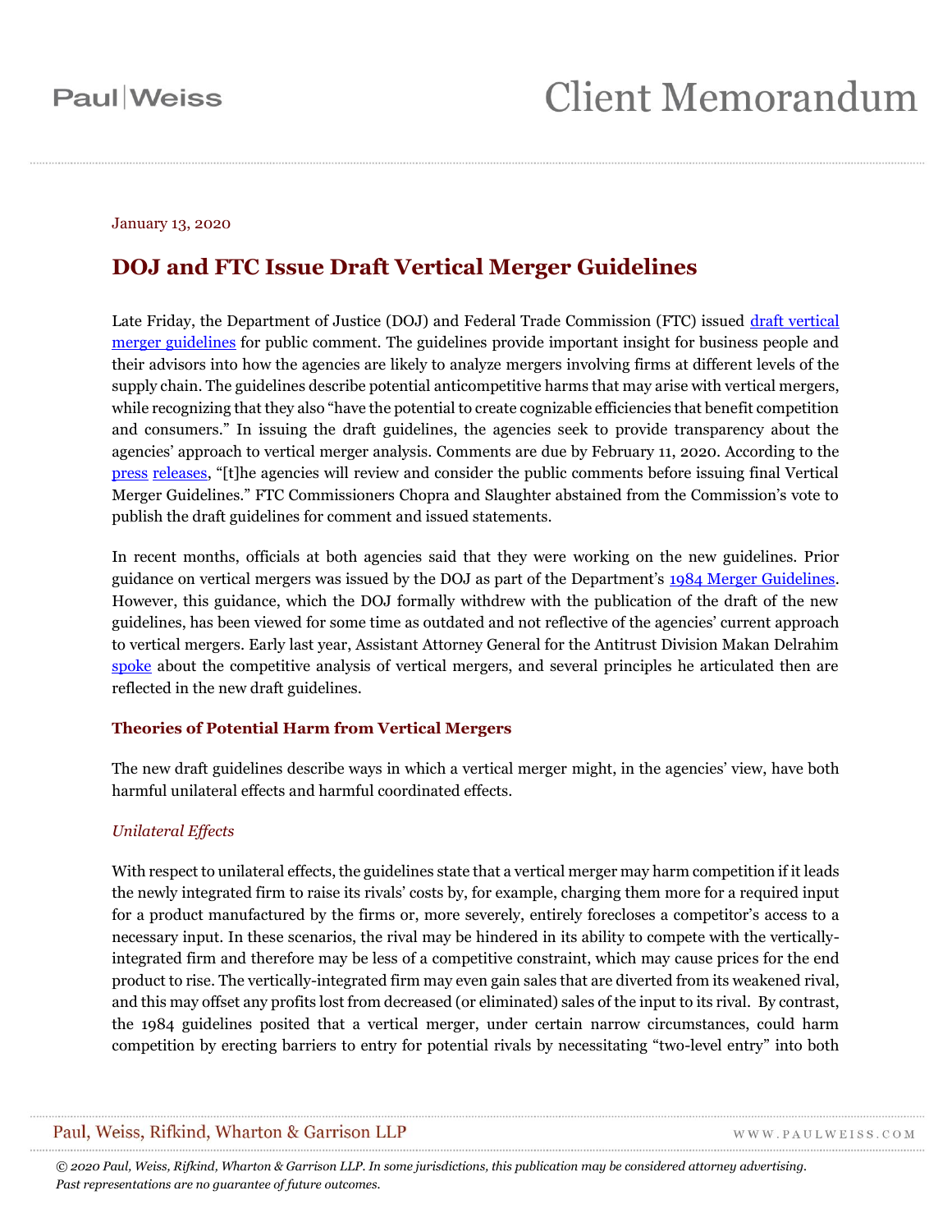January 13, 2020

# DOJ and FTC Issue Draft Vertical Merger Guidelines

Late Friday, the Department of Justice (DOJ) and Federal Trade Commission (FTC) issued draft vertical merger guidelines for public comment. The guidelines provide important insight for business people and their advisors into how the agencies are likely to analyze mergers involving firms at different levels of the supply chain. The guidelines describe potential anticompetitive harms that may arise with vertical mergers, while recognizing that they also "have the potential to create cognizable efficiencies that benefit competition and consumers." In issuing the draft guidelines, the agencies seek to provide transparency about the agencies' approach to vertical merger analysis. Comments are due by February 11, 2020. According to the press releases, "[t]he agencies will review and consider the public comments before issuing final Vertical Merger Guidelines." FTC Commissioners Chopra and Slaughter abstained from the Commission's vote to publish the draft guidelines for comment and issued statements.

In recent months, officials at both agencies said that they were working on the new guidelines. Prior guidance on vertical mergers was issued by the DOJ as part of the Department's 1984 Merger Guidelines. However, this guidance, which the DOJ formally withdrew with the publication of the draft of the new guidelines, has been viewed for some time as outdated and not reflective of the agencies' current approach to vertical mergers. Early last year, Assistant Attorney General for the Antitrust Division Makan Delrahim spoke about the competitive analysis of vertical mergers, and several principles he articulated then are reflected in the new draft guidelines.

## Theories of Potential Harm from Vertical Mergers

The new draft guidelines describe ways in which a vertical merger might, in the agencies' view, have both harmful unilateral effects and harmful coordinated effects.

### *Unilateral Effects*

With respect to unilateral effects, the guidelines state that a vertical merger may harm competition if it leads the newly integrated firm to raise its rivals' costs by, for example, charging them more for a required input for a product manufactured by the firms or, more severely, entirely forecloses a competitor's access to a necessary input. In these scenarios, the rival may be hindered in its ability to compete with the vertically-integrated firm and therefore may be less of a competitive constraint, which may cause prices for the end product to rise. The vertically-integrated firm may even gain sales that are diverted from its weakened rival, and this may offset any profits lost from decreased (or eliminated) sales of the input to its rival. By contrast, the 1984 guidelines posited that a vertical merger, under certain narrow circumstances, could harm competition by erecting barriers to entry for potential rivals by necessitating "two-level entry" into both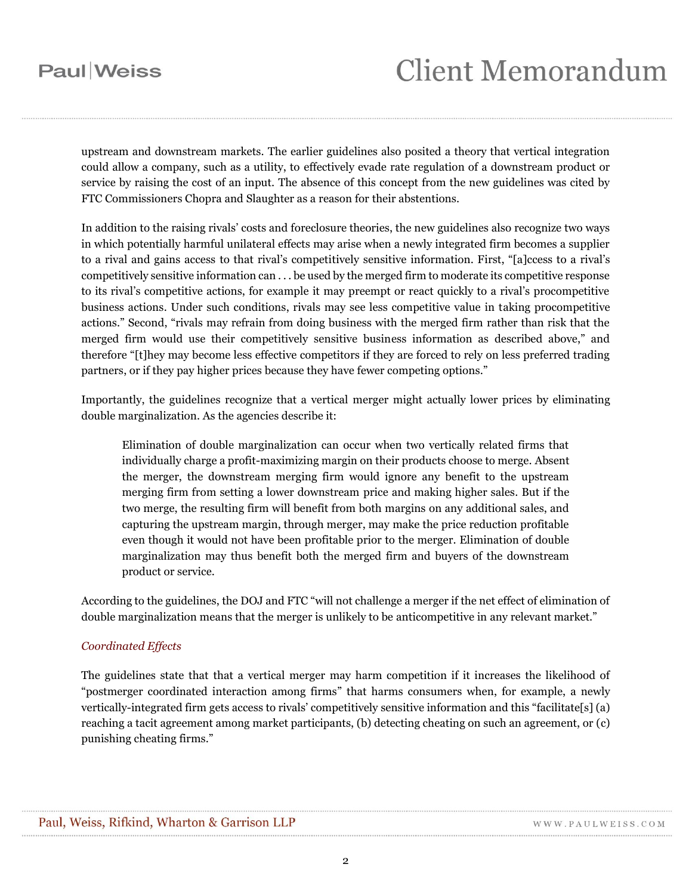upstream and downstream markets. The earlier guidelines also posited a theory that vertical integration could allow a company, such as a utility, to effectively evade rate regulation of a downstream product or service by raising the cost of an input. The absence of this concept from the new guidelines was cited by FTC Commissioners Chopra and Slaughter as a reason for their abstentions.

In addition to the raising rivals' costs and foreclosure theories, the new guidelines also recognize two ways in which potentially harmful unilateral effects may arise when a newly integrated firm becomes a supplier to a rival and gains access to that rival's competitively sensitive information. First, "[a]ccess to a rival's competitively sensitive information can . . . be used by the merged firm to moderate its competitive response to its rival's competitive actions, for example it may preempt or react quickly to a rival's procompetitive business actions. Under such conditions, rivals may see less competitive value in taking procompetitive actions." Second, "rivals may refrain from doing business with the merged firm rather than risk that the merged firm would use their competitively sensitive business information as described above," and therefore "[t]hey may become less effective competitors if they are forced to rely on less preferred trading partners, or if they pay higher prices because they have fewer competing options."

Importantly, the guidelines recognize that a vertical merger might actually lower prices by eliminating double marginalization. As the agencies describe it:

> Elimination of double marginalization can occur when two vertically related firms that individually charge a profit-maximizing margin on their products choose to merge. Absent the merger, the downstream merging firm would ignore any benefit to the upstream merging firm from setting a lower downstream price and making higher sales. But if the two merge, the resulting firm will benefit from both margins on any additional sales, and capturing the upstream margin, through merger, may make the price reduction profitable even though it would not have been profitable prior to the merger. Elimination of double marginalization may thus benefit both the merged firm and buyers of the downstream product or service.

According to the guidelines, the DOJ and FTC "will not challenge a merger if the net effect of elimination of double marginalization means that the merger is unlikely to be anticompetitive in any relevant market."

*Coordinated Effects*

The guidelines state that that a vertical merger may harm competition if it increases the likelihood of "postmerger coordinated interaction among firms" that harms consumers when, for example, a newly vertically-integrated firm gets access to rivals' competitively sensitive information and this "facilitate[s] (a) reaching a tacit agreement among market participants, (b) detecting cheating on such an agreement, or (c) punishing cheating firms."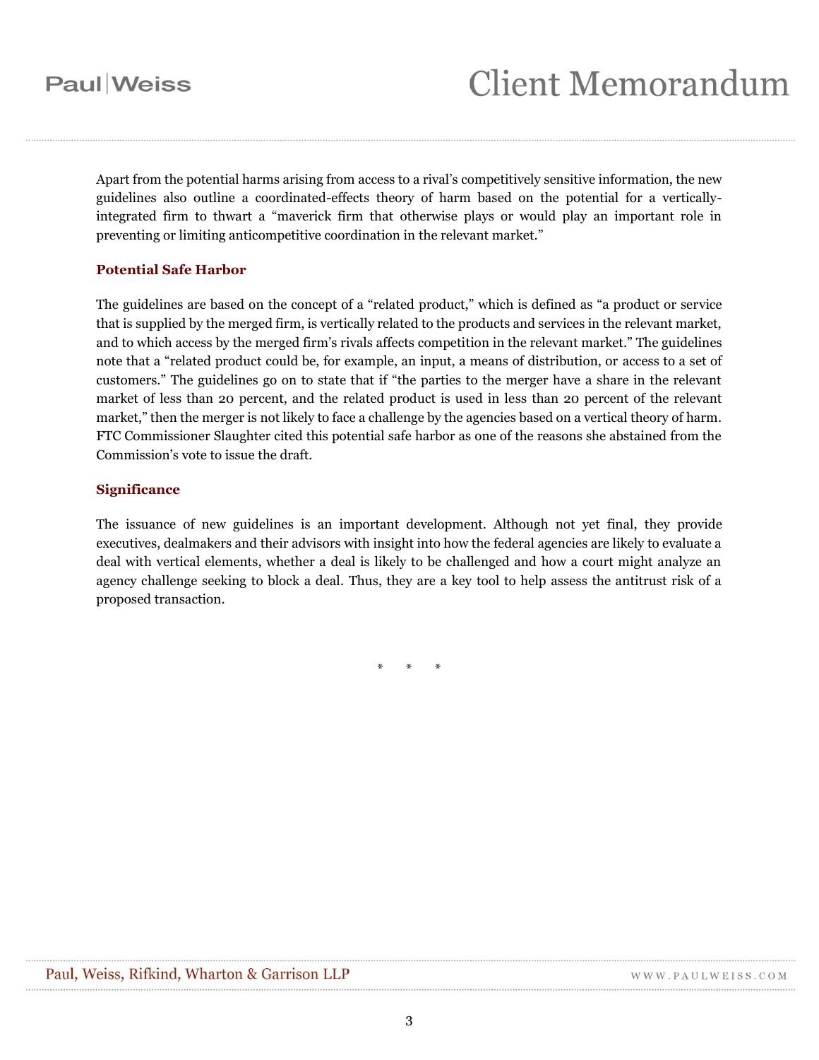Apart from the potential harms arising from access to a rival's competitively sensitive information, the new guidelines also outline a coordinated-effects theory of harm based on the potential for a vertically-integrated firm to thwart a "maverick firm that otherwise plays or would play an important role in preventing or limiting anticompetitive coordination in the relevant market."

### Potential Safe Harbor

The guidelines are based on the concept of a "related product," which is defined as "a product or service that is supplied by the merged firm, is vertically related to the products and services in the relevant market, and to which access by the merged firm's rivals affects competition in the relevant market." The guidelines note that a "related product could be, for example, an input, a means of distribution, or access to a set of customers." The guidelines go on to state that if "the parties to the merger have a share in the relevant market of less than 20 percent, and the related product is used in less than 20 percent of the relevant market," then the merger is not likely to face a challenge by the agencies based on a vertical theory of harm. FTC Commissioner Slaughter cited this potential safe harbor as one of the reasons she abstained from the Commission's vote to issue the draft.

### Significance

The issuance of new guidelines is an important development. Although not yet final, they provide executives, dealmakers and their advisors with insight into how the federal agencies are likely to evaluate a deal with vertical elements, whether a deal is likely to be challenged and how a court might analyze an agency challenge seeking to block a deal. Thus, they are a key tool to help assess the antitrust risk of a proposed transaction.

\* \* \*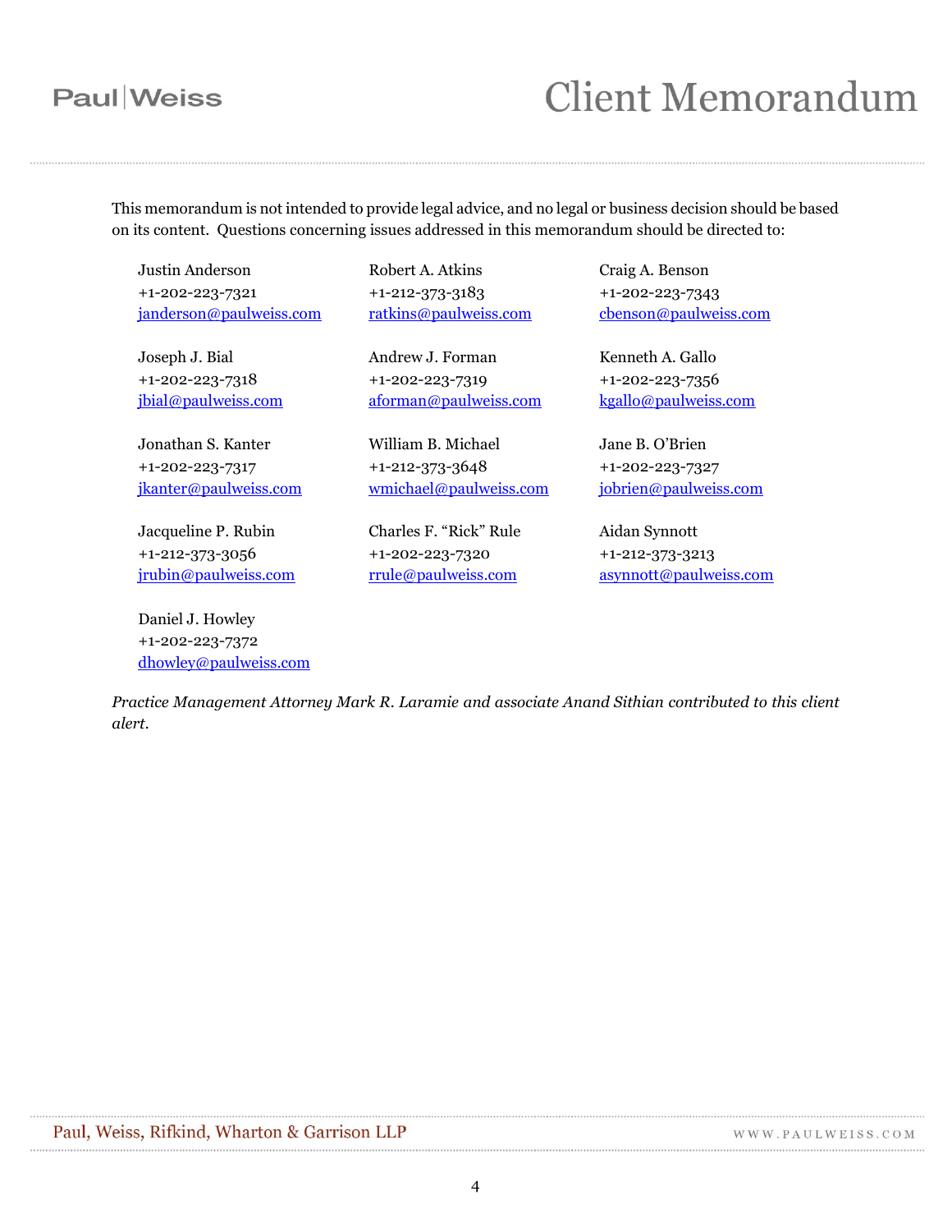This memorandum is not intended to provide legal advice, and no legal or business decision should be based on its content. Questions concerning issues addressed in this memorandum should be directed to:

Justin Anderson
+1-202-223-7321
janderson@paulweiss.com

Robert A. Atkins
+1-212-373-3183
ratkins@paulweiss.com

Craig A. Benson
+1-202-223-7343
cbenson@paulweiss.com

Joseph J. Bial
+1-202-223-7318
jbial@paulweiss.com

Andrew J. Forman
+1-202-223-7319
aforman@paulweiss.com

Kenneth A. Gallo
+1-202-223-7356
kgallo@paulweiss.com

Jonathan S. Kanter
+1-202-223-7317
jkanter@paulweiss.com

William B. Michael
+1-212-373-3648
wmichael@paulweiss.com

Jane B. O'Brien
+1-202-223-7327
jobrien@paulweiss.com

Jacqueline P. Rubin
+1-212-373-3056
jrubin@paulweiss.com

Charles F. "Rick" Rule
+1-202-223-7320
rrule@paulweiss.com

Aidan Synnott
+1-212-373-3213
asynnott@paulweiss.com

Daniel J. Howley
+1-202-223-7372
dhowley@paulweiss.com

*Practice Management Attorney Mark R. Laramie and associate Anand Sithian contributed to this client alert.*